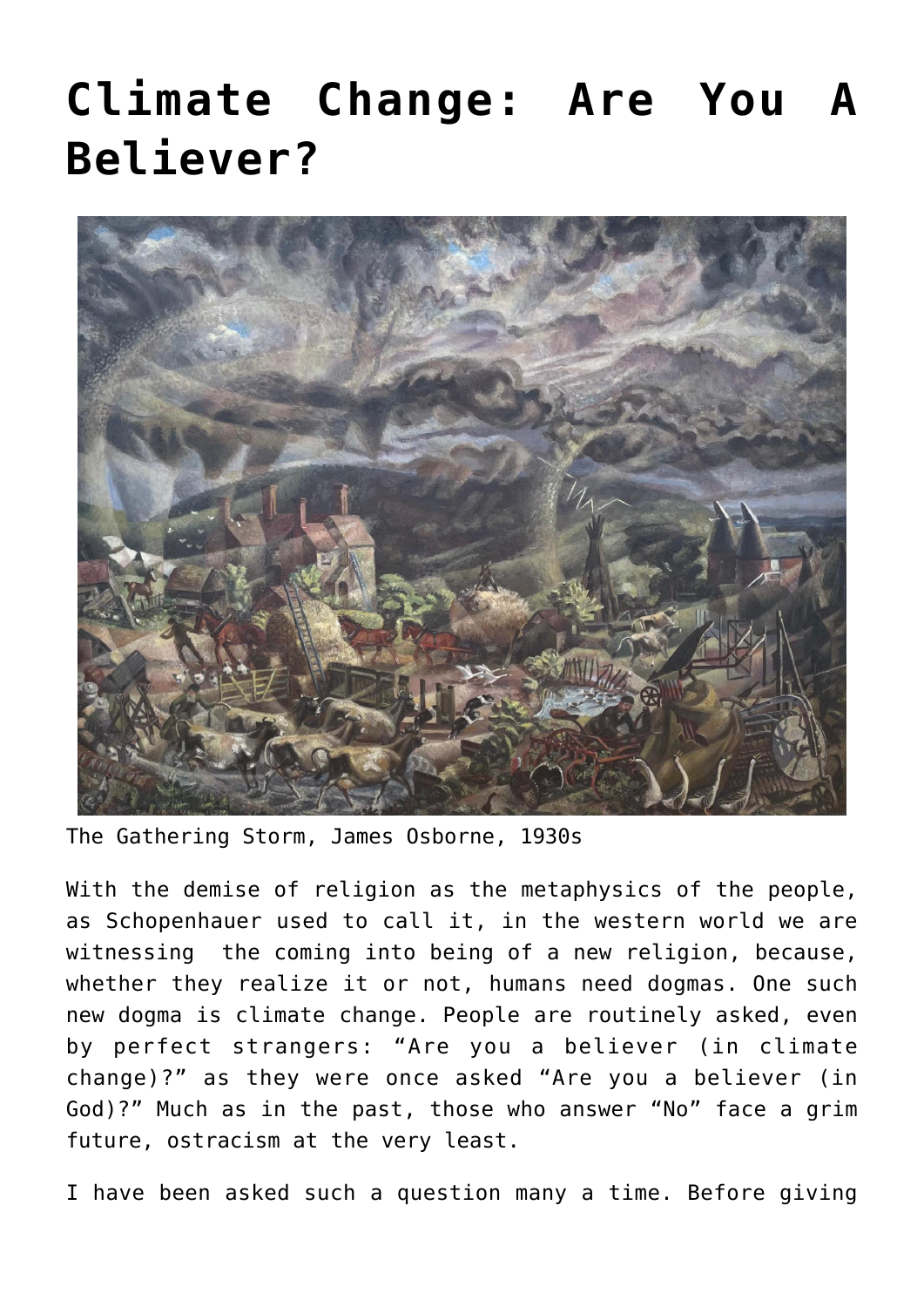# Climate Change: Are You A Believer?

The Gathering Storm, James Osborne, 1930s

With the demise of religion as the metaphysics of the people, as Schopenhauer used to call it, in the western world we are witnessing the coming into being of a new religion, because, whether they realize it or not, humans need dogmas. One such new dogma is climate change. People are routinely asked, even by perfect strangers: "Are you a believer (in climate change)?" as they were once asked "Are you a believer (in God)?" Much as in the past, those who answer "No" face a grim future, ostracism at the very least.

I have been asked such a question many a time. Before giving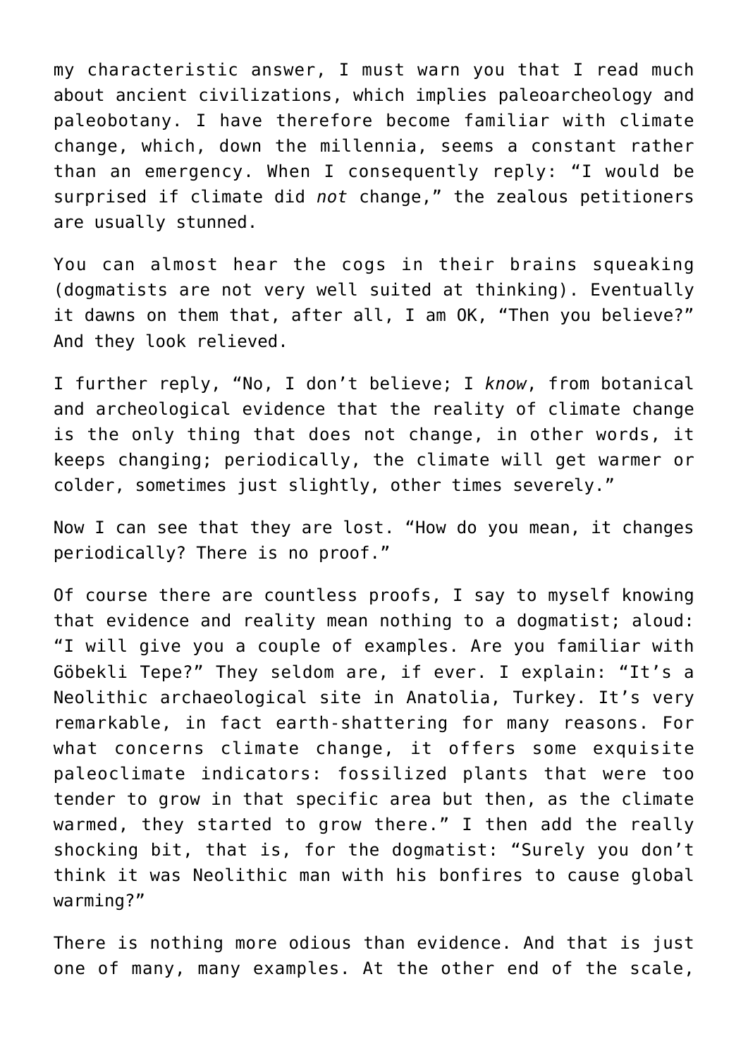my characteristic answer, I must warn you that I read much about ancient civilizations, which implies paleoarcheology and paleobotany. I have therefore become familiar with climate change, which, down the millennia, seems a constant rather than an emergency. When I consequently reply: "I would be surprised if climate did *not* change," the zealous petitioners are usually stunned.

You can almost hear the cogs in their brains squeaking (dogmatists are not very well suited at thinking). Eventually it dawns on them that, after all, I am OK, "Then you believe?" And they look relieved.

I further reply, "No, I don't believe; I *know*, from botanical and archeological evidence that the reality of climate change is the only thing that does not change, in other words, it keeps changing; periodically, the climate will get warmer or colder, sometimes just slightly, other times severely."

Now I can see that they are lost. "How do you mean, it changes periodically? There is no proof."

Of course there are countless proofs, I say to myself knowing that evidence and reality mean nothing to a dogmatist; aloud: "I will give you a couple of examples. Are you familiar with Göbekli Tepe?" They seldom are, if ever. I explain: "It's a Neolithic archaeological site in Anatolia, Turkey. It's very remarkable, in fact earth-shattering for many reasons. For what concerns climate change, it offers some exquisite paleoclimate indicators: fossilized plants that were too tender to grow in that specific area but then, as the climate warmed, they started to grow there." I then add the really shocking bit, that is, for the dogmatist: "Surely you don't think it was Neolithic man with his bonfires to cause global warming?"

There is nothing more odious than evidence. And that is just one of many, many examples. At the other end of the scale,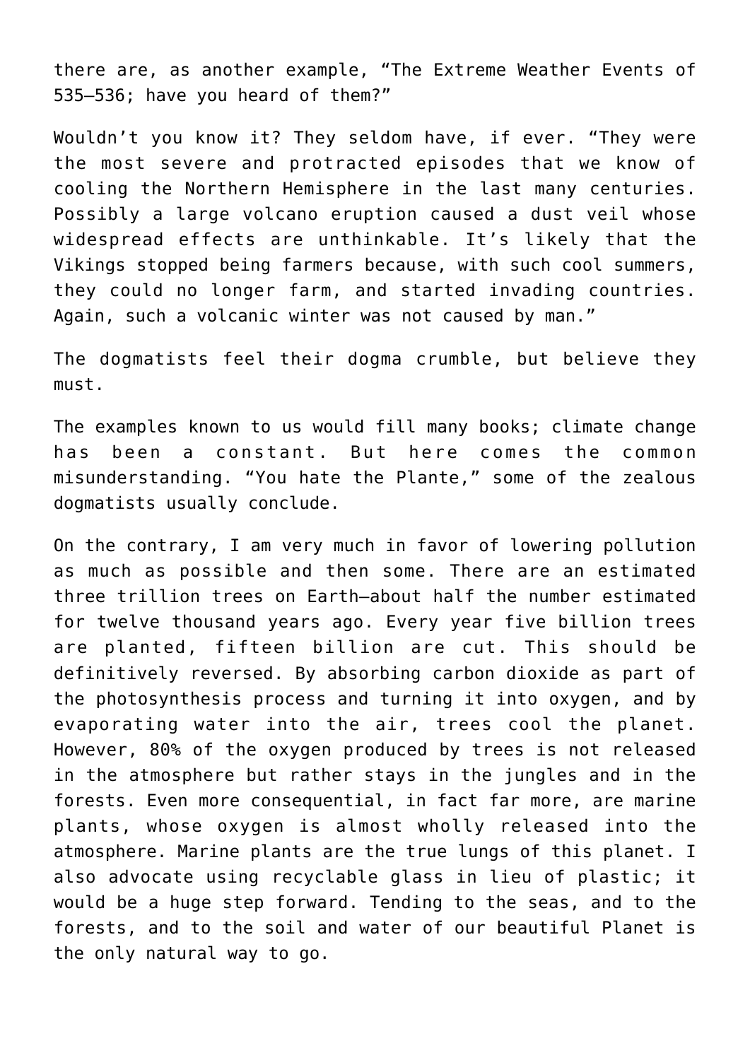there are, as another example, "The Extreme Weather Events of 535–536; have you heard of them?"

Wouldn't you know it? They seldom have, if ever. "They were the most severe and protracted episodes that we know of cooling the Northern Hemisphere in the last many centuries. Possibly a large volcano eruption caused a dust veil whose widespread effects are unthinkable. It's likely that the Vikings stopped being farmers because, with such cool summers, they could no longer farm, and started invading countries. Again, such a volcanic winter was not caused by man."

The dogmatists feel their dogma crumble, but believe they must.

The examples known to us would fill many books; climate change has been a constant. But here comes the common misunderstanding. "You hate the Plante," some of the zealous dogmatists usually conclude.

On the contrary, I am very much in favor of lowering pollution as much as possible and then some. There are an estimated three trillion trees on Earth—about half the number estimated for twelve thousand years ago. Every year five billion trees are planted, fifteen billion are cut. This should be definitively reversed. By absorbing carbon dioxide as part of the photosynthesis process and turning it into oxygen, and by evaporating water into the air, trees cool the planet. However, 80% of the oxygen produced by trees is not released in the atmosphere but rather stays in the jungles and in the forests. Even more consequential, in fact far more, are marine plants, whose oxygen is almost wholly released into the atmosphere. Marine plants are the true lungs of this planet. I also advocate using recyclable glass in lieu of plastic; it would be a huge step forward. Tending to the seas, and to the forests, and to the soil and water of our beautiful Planet is the only natural way to go.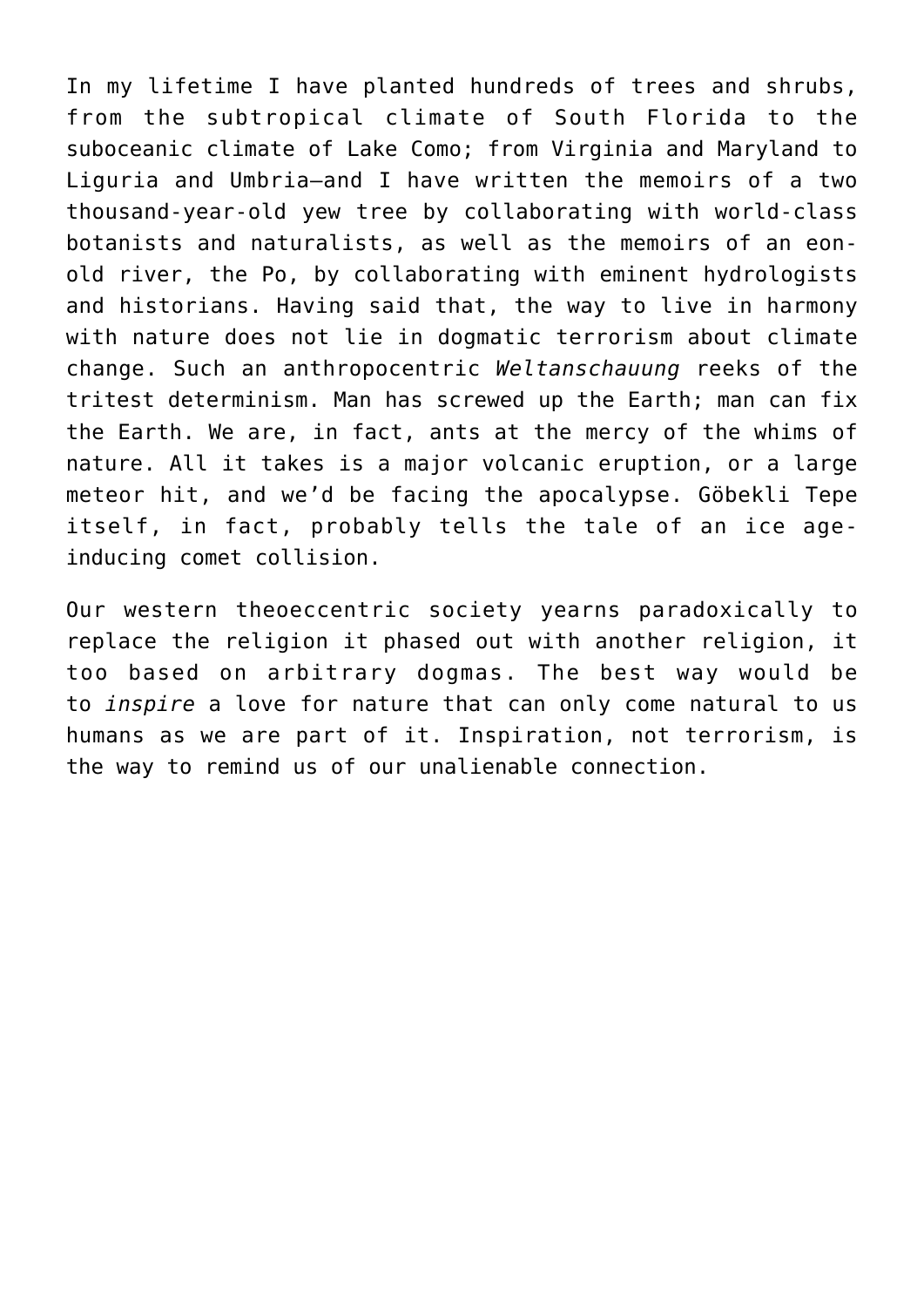In my lifetime I have planted hundreds of trees and shrubs, from the subtropical climate of South Florida to the suboceanic climate of Lake Como; from Virginia and Maryland to Liguria and Umbria—and I have written the memoirs of a two thousand-year-old yew tree by collaborating with world-class botanists and naturalists, as well as the memoirs of an eon-old river, the Po, by collaborating with eminent hydrologists and historians. Having said that, the way to live in harmony with nature does not lie in dogmatic terrorism about climate change. Such an anthropocentric *Weltanschauung* reeks of the tritest determinism. Man has screwed up the Earth; man can fix the Earth. We are, in fact, ants at the mercy of the whims of nature. All it takes is a major volcanic eruption, or a large meteor hit, and we'd be facing the apocalypse. Göbekli Tepe itself, in fact, probably tells the tale of an ice age-inducing comet collision.

Our western theoeccentric society yearns paradoxically to replace the religion it phased out with another religion, it too based on arbitrary dogmas. The best way would be to *inspire* a love for nature that can only come natural to us humans as we are part of it. Inspiration, not terrorism, is the way to remind us of our unalienable connection.